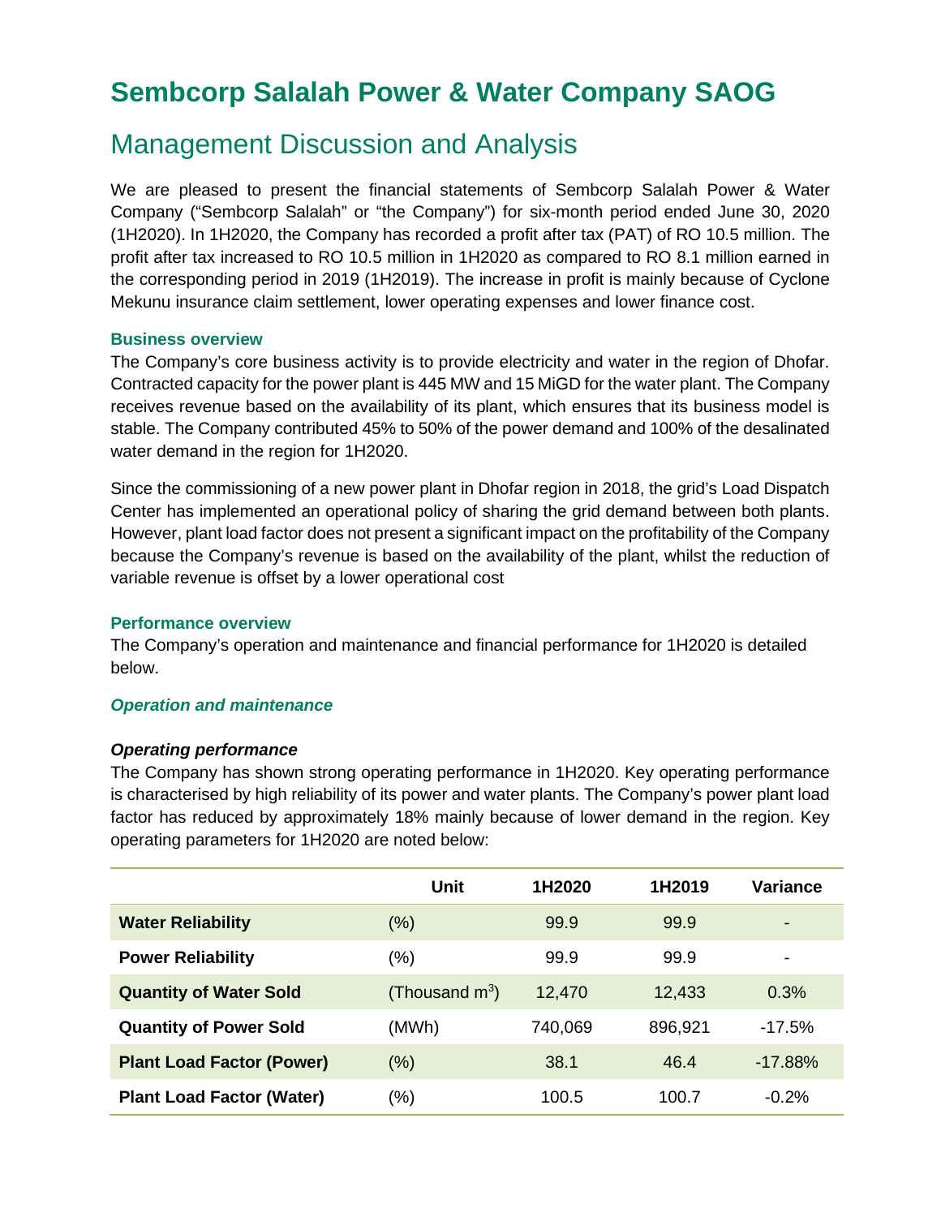# Sembcorp Salalah Power & Water Company SAOG

## Management Discussion and Analysis

We are pleased to present the financial statements of Sembcorp Salalah Power & Water Company ("Sembcorp Salalah" or "the Company") for six-month period ended June 30, 2020 (1H2020). In 1H2020, the Company has recorded a profit after tax (PAT) of RO 10.5 million. The profit after tax increased to RO 10.5 million in 1H2020 as compared to RO 8.1 million earned in the corresponding period in 2019 (1H2019). The increase in profit is mainly because of Cyclone Mekunu insurance claim settlement, lower operating expenses and lower finance cost.

### Business overview

The Company's core business activity is to provide electricity and water in the region of Dhofar. Contracted capacity for the power plant is 445 MW and 15 MiGD for the water plant. The Company receives revenue based on the availability of its plant, which ensures that its business model is stable. The Company contributed 45% to 50% of the power demand and 100% of the desalinated water demand in the region for 1H2020.

Since the commissioning of a new power plant in Dhofar region in 2018, the grid's Load Dispatch Center has implemented an operational policy of sharing the grid demand between both plants. However, plant load factor does not present a significant impact on the profitability of the Company because the Company's revenue is based on the availability of the plant, whilst the reduction of variable revenue is offset by a lower operational cost

### Performance overview

The Company's operation and maintenance and financial performance for 1H2020 is detailed below.

#### *Operation and maintenance*

***Operating performance***

The Company has shown strong operating performance in 1H2020. Key operating performance is characterised by high reliability of its power and water plants. The Company's power plant load factor has reduced by approximately 18% mainly because of lower demand in the region. Key operating parameters for 1H2020 are noted below:

| | Unit | 1H2020 | 1H2019 | Variance |
|---|---|---|---|---|
| **Water Reliability** | (%) | 99.9 | 99.9 | - |
| **Power Reliability** | (%) | 99.9 | 99.9 | - |
| **Quantity of Water Sold** | (Thousand $m^3$) | 12,470 | 12,433 | 0.3% |
| **Quantity of Power Sold** | (MWh) | 740,069 | 896,921 | -17.5% |
| **Plant Load Factor (Power)** | (%) | 38.1 | 46.4 | -17.88% |
| **Plant Load Factor (Water)** | (%) | 100.5 | 100.7 | -0.2% |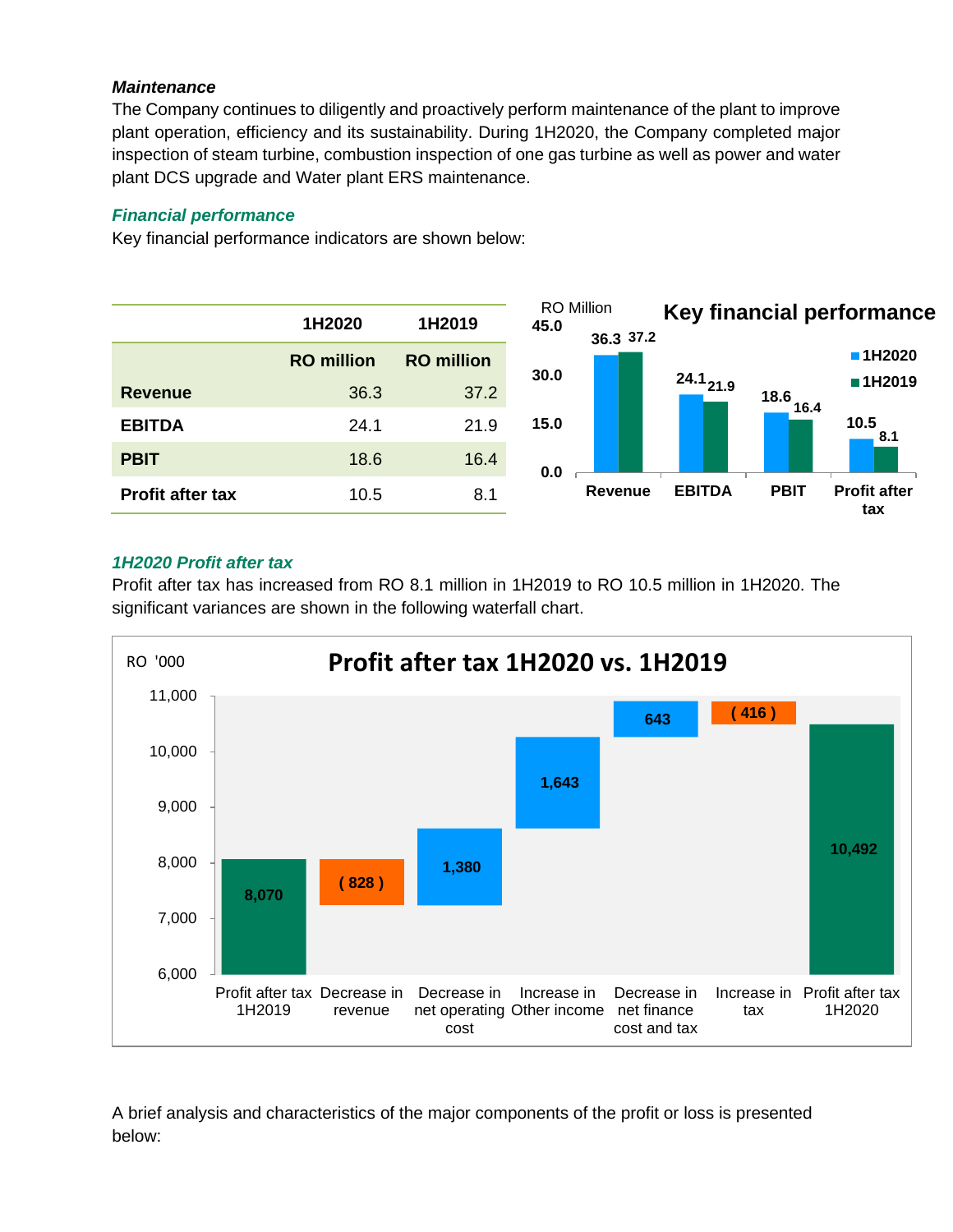*Maintenance*
The Company continues to diligently and proactively perform maintenance of the plant to improve plant operation, efficiency and its sustainability. During 1H2020, the Company completed major inspection of steam turbine, combustion inspection of one gas turbine as well as power and water plant DCS upgrade and Water plant ERS maintenance.

### *Financial performance*

Key financial performance indicators are shown below:

| | 1H2020 | 1H2019 |
|---|---|---|
| | RO million | RO million |
| **Revenue** | 36.3 | 37.2 |
| **EBITDA** | 24.1 | 21.9 |
| **PBIT** | 18.6 | 16.4 |
| **Profit after tax** | 10.5 | 8.1 |

**Key financial performance** (RO Million)

| | 1H2020 | 1H2019 |
|---|---|---|
| Revenue | 36.3 | 37.2 |
| EBITDA | 24.1 | 21.9 |
| PBIT | 18.6 | 16.4 |
| Profit after tax | 10.5 | 8.1 |

### *1H2020 Profit after tax*

Profit after tax has increased from RO 8.1 million in 1H2019 to RO 10.5 million in 1H2020. The significant variances are shown in the following waterfall chart.

**Profit after tax 1H2020 vs. 1H2019** (RO '000)

| Item | RO '000 |
|---|---|
| Profit after tax 1H2019 | 8,070 |
| Decrease in revenue | ( 828 ) |
| Decrease in net operating cost | 1,380 |
| Increase in Other income | 1,643 |
| Decrease in net finance cost and tax | 643 |
| Increase in tax | ( 416 ) |
| Profit after tax 1H2020 | 10,492 |

A brief analysis and characteristics of the major components of the profit or loss is presented below: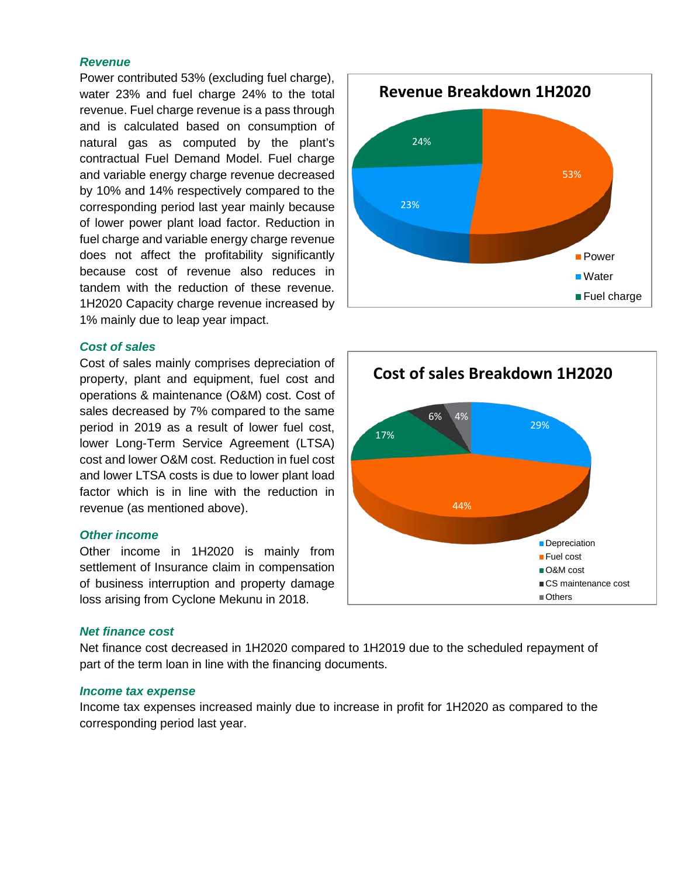### *Revenue*

Power contributed 53% (excluding fuel charge), water 23% and fuel charge 24% to the total revenue. Fuel charge revenue is a pass through and is calculated based on consumption of natural gas as computed by the plant's contractual Fuel Demand Model. Fuel charge and variable energy charge revenue decreased by 10% and 14% respectively compared to the corresponding period last year mainly because of lower power plant load factor. Reduction in fuel charge and variable energy charge revenue does not affect the profitability significantly because cost of revenue also reduces in tandem with the reduction of these revenue. 1H2020 Capacity charge revenue increased by 1% mainly due to leap year impact.

**Revenue Breakdown 1H2020**

| Category | Share |
|---|---|
| Power | 53% |
| Water | 23% |
| Fuel charge | 24% |

### *Cost of sales*

Cost of sales mainly comprises depreciation of property, plant and equipment, fuel cost and operations & maintenance (O&M) cost. Cost of sales decreased by 7% compared to the same period in 2019 as a result of lower fuel cost, lower Long-Term Service Agreement (LTSA) cost and lower O&M cost. Reduction in fuel cost and lower LTSA costs is due to lower plant load factor which is in line with the reduction in revenue (as mentioned above).

**Cost of sales Breakdown 1H2020**

| Category | Share |
|---|---|
| Depreciation | 29% |
| Fuel cost | 44% |
| O&M cost | 17% |
| CS maintenance cost | 6% |
| Others | 4% |

### *Other income*

Other income in 1H2020 is mainly from settlement of Insurance claim in compensation of business interruption and property damage loss arising from Cyclone Mekunu in 2018.

### *Net finance cost*

Net finance cost decreased in 1H2020 compared to 1H2019 due to the scheduled repayment of part of the term loan in line with the financing documents.

### *Income tax expense*

Income tax expenses increased mainly due to increase in profit for 1H2020 as compared to the corresponding period last year.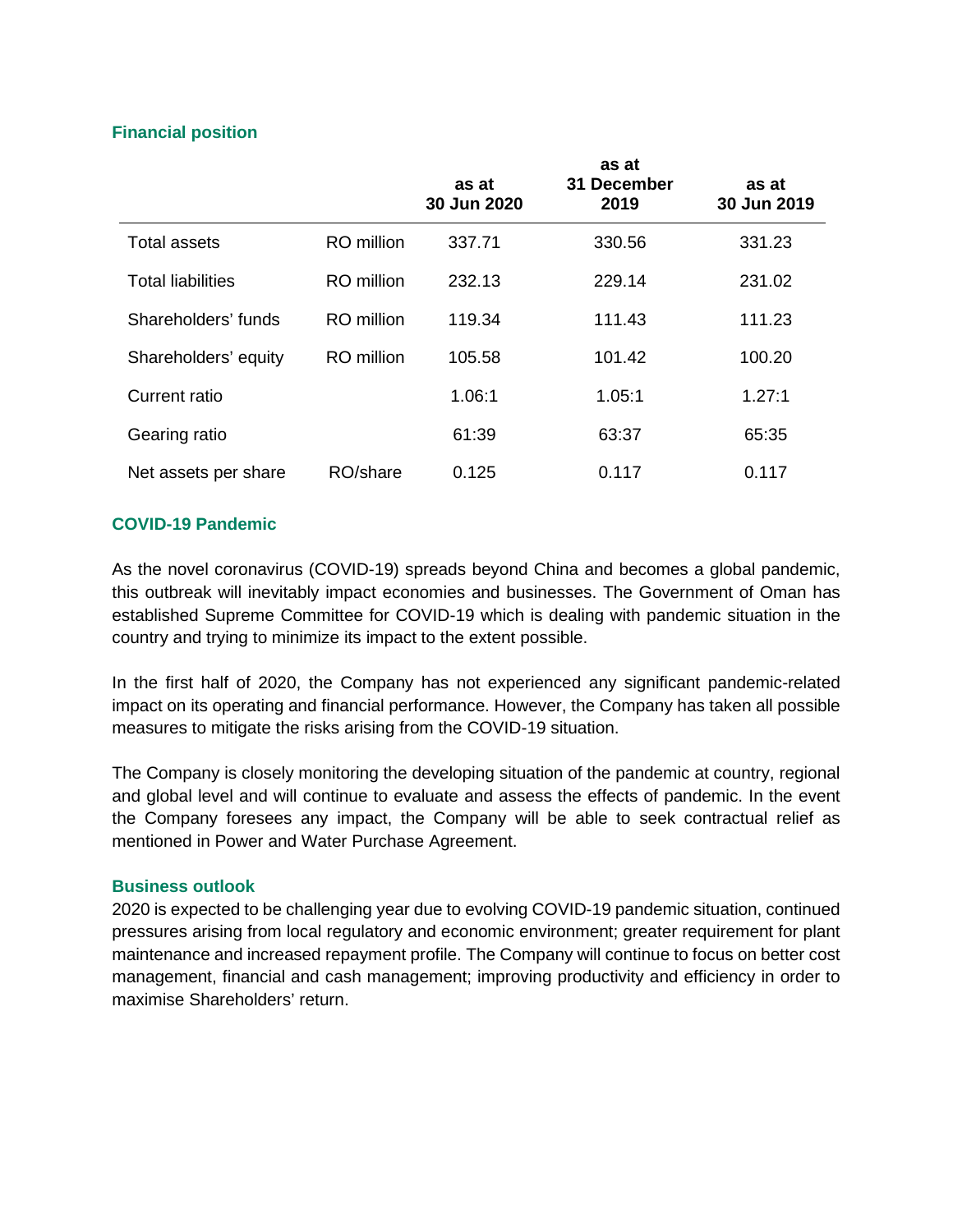### Financial position

| | | as at 30 Jun 2020 | as at 31 December 2019 | as at 30 Jun 2019 |
|---|---|---|---|---|
| Total assets | RO million | 337.71 | 330.56 | 331.23 |
| Total liabilities | RO million | 232.13 | 229.14 | 231.02 |
| Shareholders' funds | RO million | 119.34 | 111.43 | 111.23 |
| Shareholders' equity | RO million | 105.58 | 101.42 | 100.20 |
| Current ratio | | 1.06:1 | 1.05:1 | 1.27:1 |
| Gearing ratio | | 61:39 | 63:37 | 65:35 |
| Net assets per share | RO/share | 0.125 | 0.117 | 0.117 |

### COVID-19 Pandemic

As the novel coronavirus (COVID-19) spreads beyond China and becomes a global pandemic, this outbreak will inevitably impact economies and businesses. The Government of Oman has established Supreme Committee for COVID-19 which is dealing with pandemic situation in the country and trying to minimize its impact to the extent possible.

In the first half of 2020, the Company has not experienced any significant pandemic-related impact on its operating and financial performance. However, the Company has taken all possible measures to mitigate the risks arising from the COVID-19 situation.

The Company is closely monitoring the developing situation of the pandemic at country, regional and global level and will continue to evaluate and assess the effects of pandemic. In the event the Company foresees any impact, the Company will be able to seek contractual relief as mentioned in Power and Water Purchase Agreement.

### Business outlook

2020 is expected to be challenging year due to evolving COVID-19 pandemic situation, continued pressures arising from local regulatory and economic environment; greater requirement for plant maintenance and increased repayment profile. The Company will continue to focus on better cost management, financial and cash management; improving productivity and efficiency in order to maximise Shareholders' return.